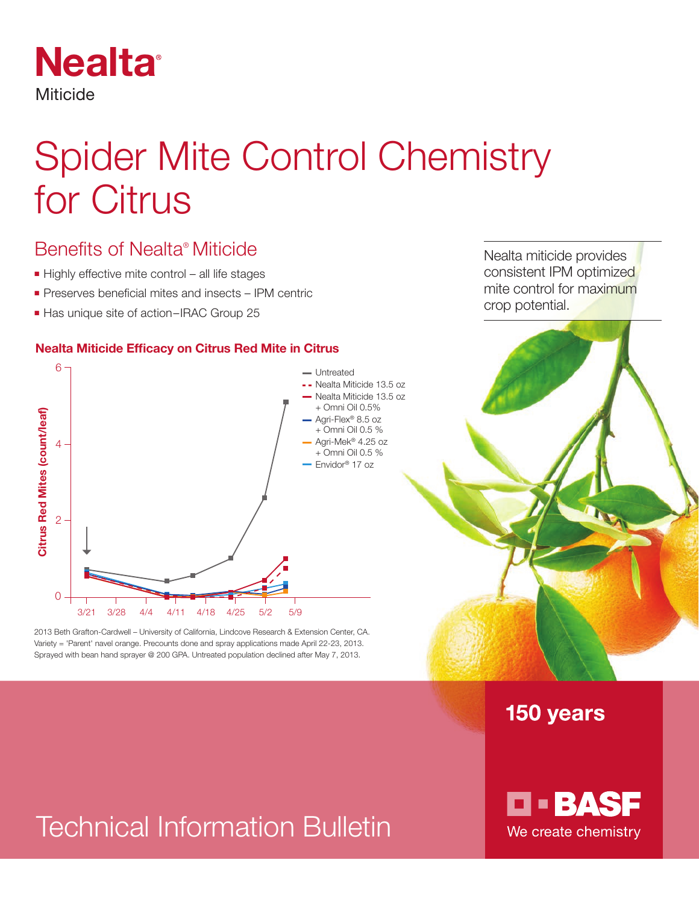# Nealta®

Miticide

# Spider Mite Control Chemistry for Citrus

## Benefits of Nealta® Miticide

- Highly effective mite control – all life stages
- Preserves beneficial mites and insects – IPM centric
- Has unique site of action–IRAC Group 25

Nealta miticide provides consistent IPM optimized mite control for maximum crop potential.

### Nealta Miticide Efficacy on Citrus Red Mite in Citrus

Citrus Red Mites (count/leaf)

6
4
2
0

3/21 3/28 4/4 4/11 4/18 4/25 5/2 5/9

- Untreated
- Nealta Miticide 13.5 oz
- Nealta Miticide 13.5 oz + Omni Oil 0.5%
- Agri-Flex® 8.5 oz + Omni Oil 0.5 %
- Agri-Mek® 4.25 oz + Omni Oil 0.5 %
- Envidor® 17 oz

2013 Beth Grafton-Cardwell – University of California, Lindcove Research & Extension Center, CA. Variety = 'Parent' navel orange. Precounts done and spray applications made April 22-23, 2013. Sprayed with bean hand sprayer @ 200 GPA. Untreated population declined after May 7, 2013.

150 years

BASF

We create chemistry

Technical Information Bulletin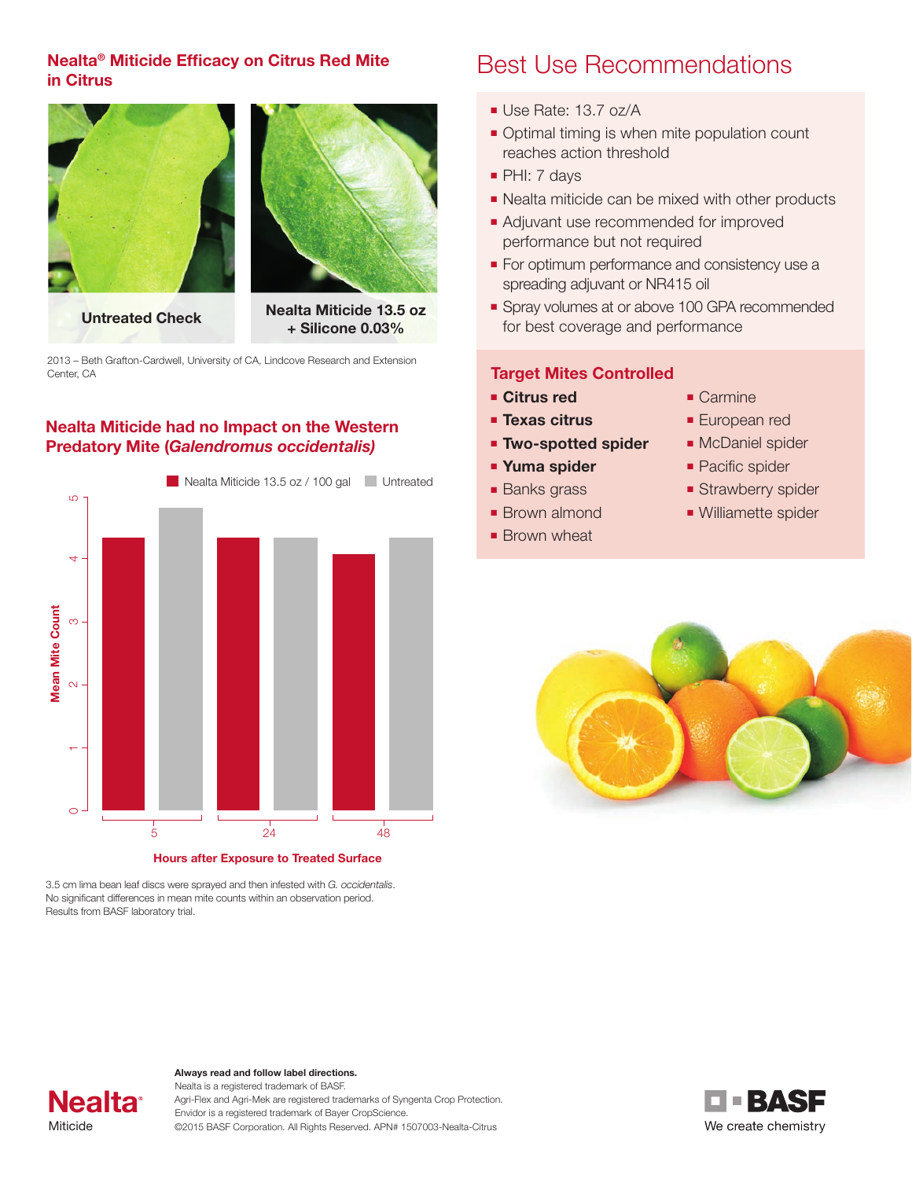## Nealta® Miticide Efficacy on Citrus Red Mite in Citrus

Untreated Check

Nealta Miticide 13.5 oz + Silicone 0.03%

2013 – Beth Grafton-Cardwell, University of CA, Lindcove Research and Extension Center, CA

## Nealta Miticide had no Impact on the Western Predatory Mite (*Galendromus occidentalis)*

Nealta Miticide 13.5 oz / 100 gal
Untreated

Mean Mite Count

0
1
2
3
4
5

5
24
48

Hours after Exposure to Treated Surface

3.5 cm lima bean leaf discs were sprayed and then infested with *G. occidentalis*.
No significant differences in mean mite counts within an observation period.
Results from BASF laboratory trial.

# Best Use Recommendations

- Use Rate: 13.7 oz/A
- Optimal timing is when mite population count reaches action threshold
- PHI: 7 days
- Nealta miticide can be mixed with other products
- Adjuvant use recommended for improved performance but not required
- For optimum performance and consistency use a spreading adjuvant or NR415 oil
- Spray volumes at or above 100 GPA recommended for best coverage and performance

## Target Mites Controlled

- **Citrus red**
- **Texas citrus**
- **Two-spotted spider**
- **Yuma spider**
- Banks grass
- Brown almond
- Brown wheat
- Carmine
- European red
- McDaniel spider
- Pacific spider
- Strawberry spider
- Williamette spider

Nealta® Miticide

**Always read and follow label directions.**
Nealta is a registered trademark of BASF.
Agri-Flex and Agri-Mek are registered trademarks of Syngenta Crop Protection.
Envidor is a registered trademark of Bayer CropScience.
©2015 BASF Corporation. All Rights Reserved. APN# 1507003-Nealta-Citrus

BASF
We create chemistry